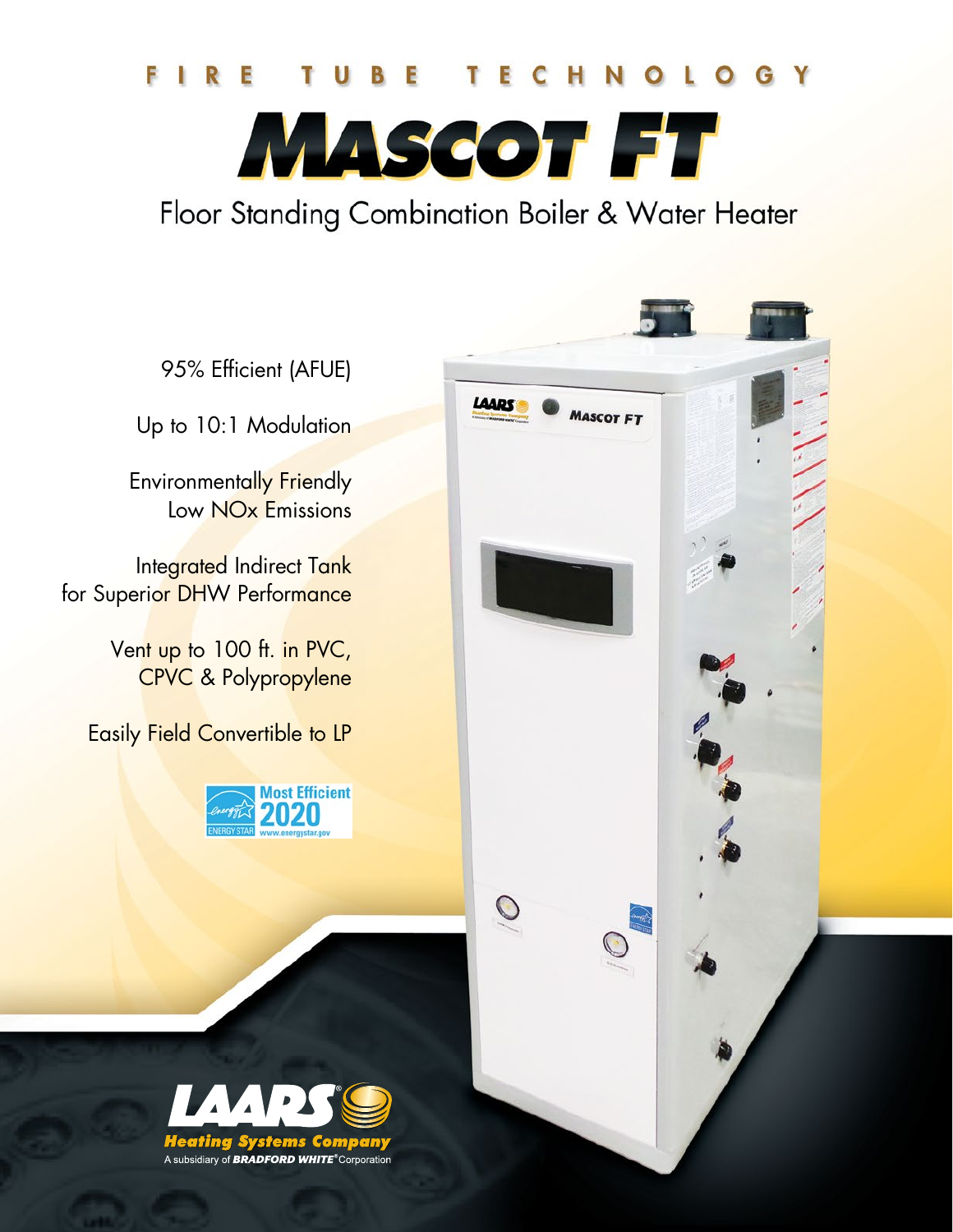FIRE TUBE TECHNOLOGY

# MASCOT FT

## Floor Standing Combination Boiler & Water Heater

95% Efficient (AFUE)

Up to 10:1 Modulation

Environmentally Friendly Low NOx Emissions

Integrated Indirect Tank for Superior DHW Performance

Vent up to 100 ft. in PVC, CPVC & Polypropylene

Easily Field Convertible to LP

ENERGY STAR Most Efficient 2020 www.energystar.gov

LAARS® Heating Systems Company

A subsidiary of BRADFORD WHITE® Corporation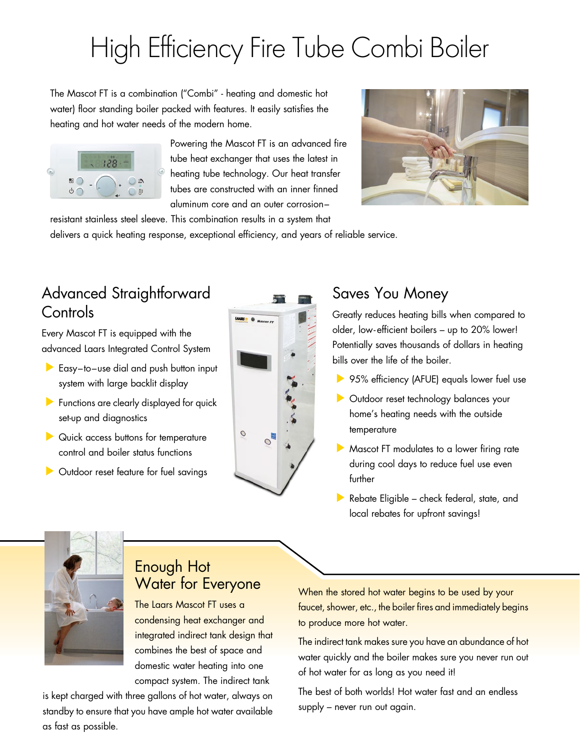# High Efficiency Fire Tube Combi Boiler

The Mascot FT is a combination ("Combi" - heating and domestic hot water) floor standing boiler packed with features. It easily satisfies the heating and hot water needs of the modern home.

Powering the Mascot FT is an advanced fire tube heat exchanger that uses the latest in heating tube technology. Our heat transfer tubes are constructed with an inner finned aluminum core and an outer corrosion–resistant stainless steel sleeve. This combination results in a system that delivers a quick heating response, exceptional efficiency, and years of reliable service.

## Advanced Straightforward Controls

Every Mascot FT is equipped with the advanced Laars Integrated Control System

- Easy–to–use dial and push button input system with large backlit display
- Functions are clearly displayed for quick set-up and diagnostics
- Quick access buttons for temperature control and boiler status functions
- Outdoor reset feature for fuel savings

## Saves You Money

Greatly reduces heating bills when compared to older, low-efficient boilers – up to 20% lower! Potentially saves thousands of dollars in heating bills over the life of the boiler.

- 95% efficiency (AFUE) equals lower fuel use
- Outdoor reset technology balances your home's heating needs with the outside temperature
- Mascot FT modulates to a lower firing rate during cool days to reduce fuel use even further
- Rebate Eligible – check federal, state, and local rebates for upfront savings!

## Enough Hot Water for Everyone

The Laars Mascot FT uses a condensing heat exchanger and integrated indirect tank design that combines the best of space and domestic water heating into one compact system. The indirect tank is kept charged with three gallons of hot water, always on standby to ensure that you have ample hot water available as fast as possible.

When the stored hot water begins to be used by your faucet, shower, etc., the boiler fires and immediately begins to produce more hot water.

The indirect tank makes sure you have an abundance of hot water quickly and the boiler makes sure you never run out of hot water for as long as you need it!

The best of both worlds! Hot water fast and an endless supply – never run out again.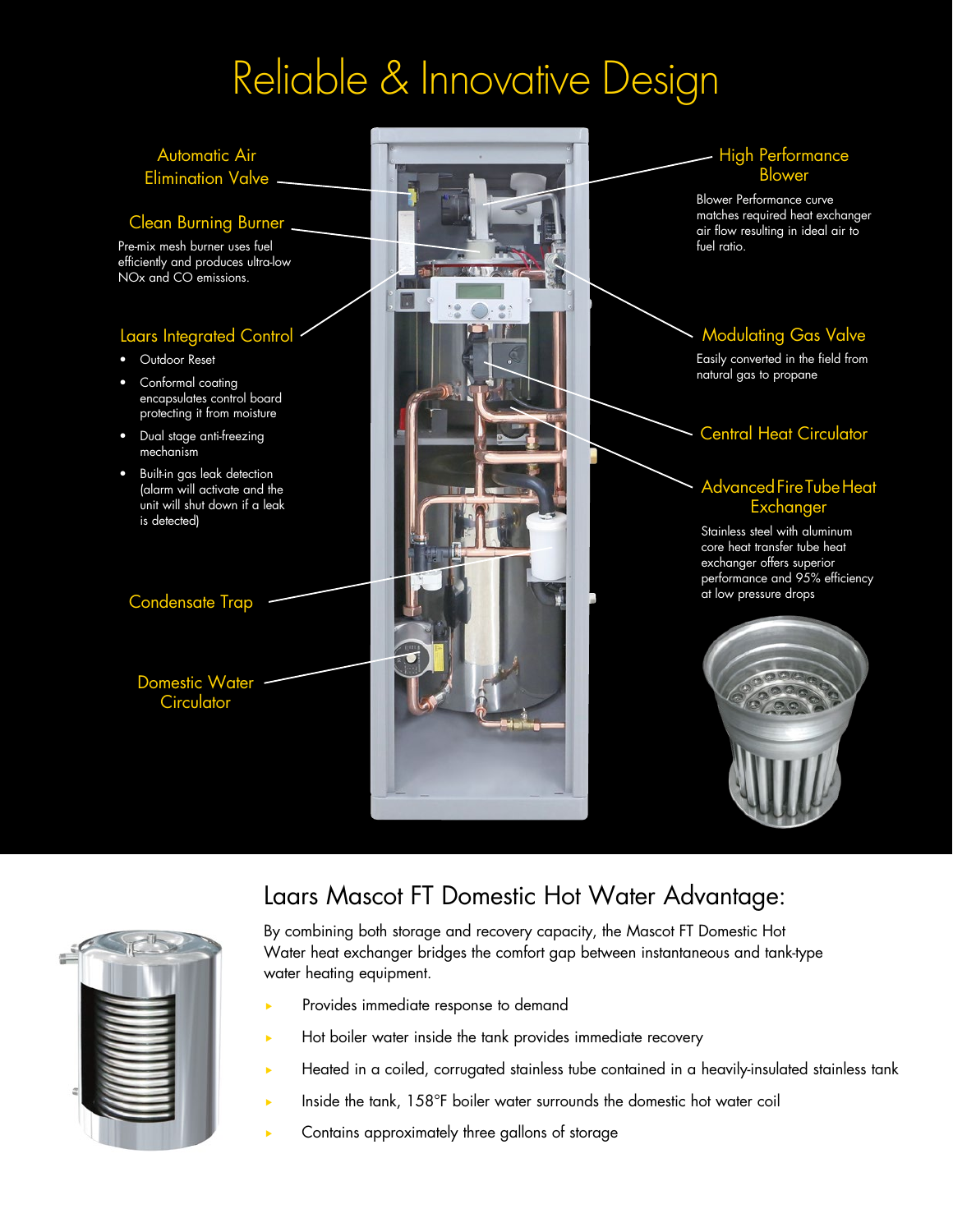# Reliable & Innovative Design

## Automatic Air Elimination Valve

## Clean Burning Burner

Pre-mix mesh burner uses fuel efficiently and produces ultra-low NOx and CO emissions.

## Laars Integrated Control

- Outdoor Reset
- Conformal coating encapsulates control board protecting it from moisture
- Dual stage anti-freezing mechanism
- Built-in gas leak detection (alarm will activate and the unit will shut down if a leak is detected)

## Condensate Trap

## Domestic Water Circulator

## High Performance Blower

Blower Performance curve matches required heat exchanger air flow resulting in ideal air to fuel ratio.

## Modulating Gas Valve

Easily converted in the field from natural gas to propane

## Central Heat Circulator

## Advanced Fire Tube Heat Exchanger

Stainless steel with aluminum core heat transfer tube heat exchanger offers superior performance and 95% efficiency at low pressure drops

## Laars Mascot FT Domestic Hot Water Advantage:

By combining both storage and recovery capacity, the Mascot FT Domestic Hot Water heat exchanger bridges the comfort gap between instantaneous and tank-type water heating equipment.

- Provides immediate response to demand
- Hot boiler water inside the tank provides immediate recovery
- Heated in a coiled, corrugated stainless tube contained in a heavily-insulated stainless tank
- Inside the tank, 158°F boiler water surrounds the domestic hot water coil
- Contains approximately three gallons of storage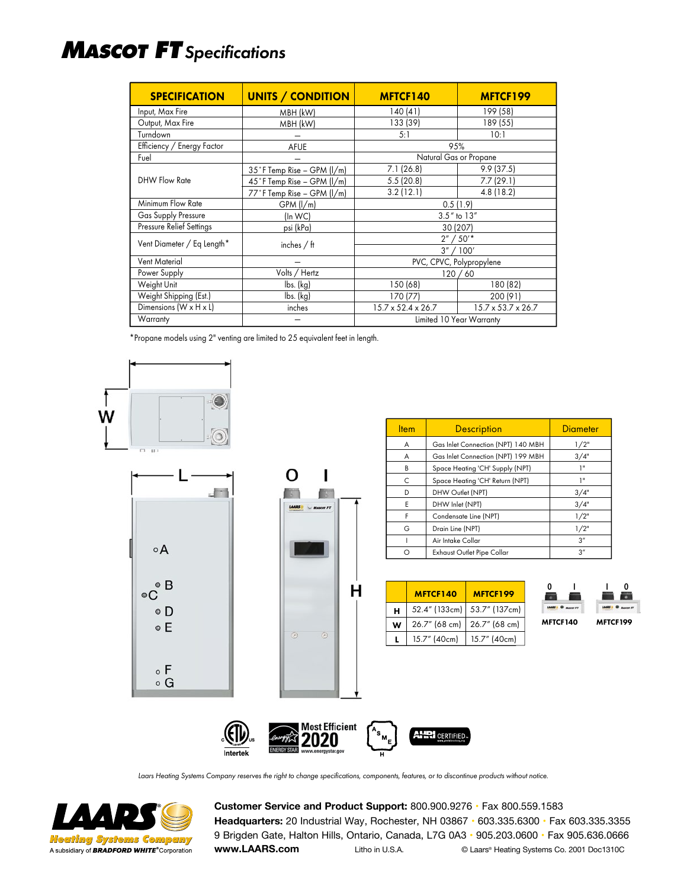# MASCOT FT *Specifications*

| SPECIFICATION | UNITS / CONDITION | MFTCF140 | MFTCF199 |
|---|---|---|---|
| Input, Max Fire | MBH (kW) | 140 (41) | 199 (58) |
| Output, Max Fire | MBH (kW) | 133 (39) | 189 (55) |
| Turndown | – | 5:1 | 10:1 |
| Efficiency / Energy Factor | AFUE | 95% | |
| Fuel | – | Natural Gas or Propane | |
| DHW Flow Rate | 35˚F Temp Rise – GPM (l/m) | 7.1 (26.8) | 9.9 (37.5) |
| | 45˚F Temp Rise – GPM (l/m) | 5.5 (20.8) | 7.7 (29.1) |
| | 77˚F Temp Rise – GPM (l/m) | 3.2 (12.1) | 4.8 (18.2) |
| Minimum Flow Rate | GPM (l/m) | 0.5 (1.9) | |
| Gas Supply Pressure | (In WC) | 3.5" to 13" | |
| Pressure Relief Settings | psi (kPa) | 30 (207) | |
| Vent Diameter / Eq Length* | inches / ft | 2" / 50'* | |
| | | 3" / 100' | |
| Vent Material | – | PVC, CPVC, Polypropylene | |
| Power Supply | Volts / Hertz | 120 / 60 | |
| Weight Unit | lbs. (kg) | 150 (68) | 180 (82) |
| Weight Shipping (Est.) | lbs. (kg) | 170 (77) | 200 (91) |
| Dimensions (W x H x L) | inches | 15.7 x 52.4 x 26.7 | 15.7 x 53.7 x 26.7 |
| Warranty | – | Limited 10 Year Warranty | |

*Propane models using 2" venting are limited to 25 equivalent feet in length.

W

L

O I

H

A

B

C

D

E

F

G

| Item | Description | Diameter |
|---|---|---|
| A | Gas Inlet Connection (NPT) 140 MBH | 1/2" |
| A | Gas Inlet Connection (NPT) 199 MBH | 3/4" |
| B | Space Heating 'CH' Supply (NPT) | 1" |
| C | Space Heating 'CH' Return (NPT) | 1" |
| D | DHW Outlet (NPT) | 3/4" |
| E | DHW Inlet (NPT) | 3/4" |
| F | Condensate Line (NPT) | 1/2" |
| G | Drain Line (NPT) | 1/2" |
| I | Air Intake Collar | 3" |
| O | Exhaust Outlet Pipe Collar | 3" |

| | MFTCF140 | MFTCF199 |
|---|---|---|
| H | 52.4" (133cm) | 53.7" (137cm) |
| W | 26.7" (68 cm) | 26.7" (68 cm) |
| L | 15.7" (40cm) | 15.7" (40cm) |

O I — MFTCF140

I O — MFTCF199

Intertek

Most Efficient 2020 — ENERGY STAR www.energystar.gov

AHRI CERTIFIED

*Laars Heating Systems Company reserves the right to change specifications, components, features, or to discontinue products without notice.*

LAARS Heating Systems Company — A subsidiary of BRADFORD WHITE® Corporation

**Customer Service and Product Support:** 800.900.9276 • Fax 800.559.1583
**Headquarters:** 20 Industrial Way, Rochester, NH 03867 • 603.335.6300 • Fax 603.335.3355
9 Brigden Gate, Halton Hills, Ontario, Canada, L7G 0A3 • 905.203.0600 • Fax 905.636.0666
**www.LAARS.com** Litho in U.S.A. © Laars® Heating Systems Co. 2001 Doc1310C